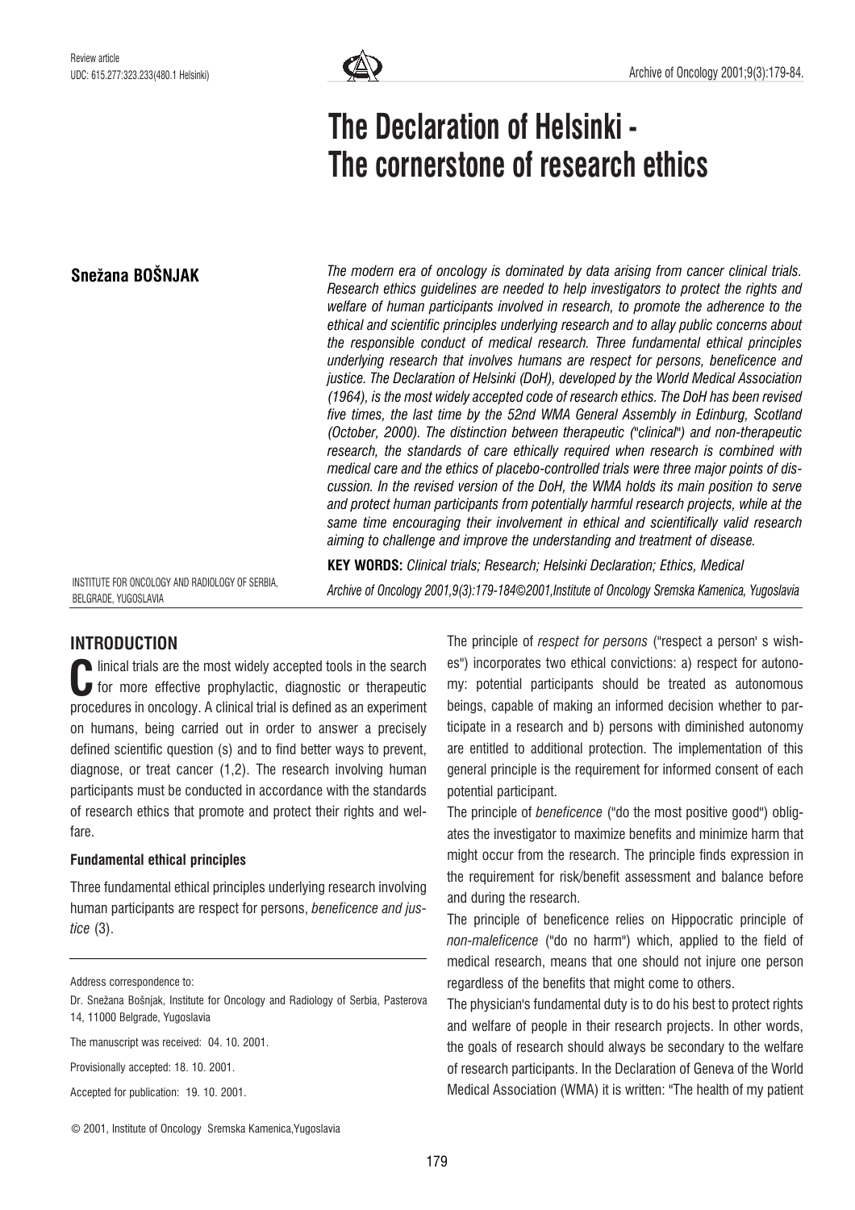Review article
UDC: 615.277:323.233(480.1 Helsinki)

# The Declaration of Helsinki - The cornerstone of research ethics

**Snežana BOŠNJAK**

INSTITUTE FOR ONCOLOGY AND RADIOLOGY OF SERBIA, BELGRADE, YUGOSLAVIA

*The modern era of oncology is dominated by data arising from cancer clinical trials. Research ethics guidelines are needed to help investigators to protect the rights and welfare of human participants involved in research, to promote the adherence to the ethical and scientific principles underlying research and to allay public concerns about the responsible conduct of medical research. Three fundamental ethical principles underlying research that involves humans are respect for persons, beneficence and justice. The Declaration of Helsinki (DoH), developed by the World Medical Association (1964), is the most widely accepted code of research ethics. The DoH has been revised five times, the last time by the 52nd WMA General Assembly in Edinburg, Scotland (October, 2000). The distinction between therapeutic ("clinical") and non-therapeutic research, the standards of care ethically required when research is combined with medical care and the ethics of placebo-controlled trials were three major points of discussion. In the revised version of the DoH, the WMA holds its main position to serve and protect human participants from potentially harmful research projects, while at the same time encouraging their involvement in ethical and scientifically valid research aiming to challenge and improve the understanding and treatment of disease.*

**KEY WORDS:** *Clinical trials; Research; Helsinki Declaration; Ethics, Medical*

*Archive of Oncology 2001,9(3):179-184©2001,Institute of Oncology Sremska Kamenica, Yugoslavia*

## INTRODUCTION

Clinical trials are the most widely accepted tools in the search for more effective prophylactic, diagnostic or therapeutic procedures in oncology. A clinical trial is defined as an experiment on humans, being carried out in order to answer a precisely defined scientific question (s) and to find better ways to prevent, diagnose, or treat cancer (1,2). The research involving human participants must be conducted in accordance with the standards of research ethics that promote and protect their rights and welfare.

### Fundamental ethical principles

Three fundamental ethical principles underlying research involving human participants are respect for persons, *beneficence and justice* (3).

The principle of *respect for persons* ("respect a person' s wishes") incorporates two ethical convictions: a) respect for autonomy: potential participants should be treated as autonomous beings, capable of making an informed decision whether to participate in a research and b) persons with diminished autonomy are entitled to additional protection. The implementation of this general principle is the requirement for informed consent of each potential participant.

The principle of *beneficence* ("do the most positive good") obligates the investigator to maximize benefits and minimize harm that might occur from the research. The principle finds expression in the requirement for risk/benefit assessment and balance before and during the research.

The principle of beneficence relies on Hippocratic principle of *non-maleficence* ("do no harm") which, applied to the field of medical research, means that one should not injure one person regardless of the benefits that might come to others.

The physician's fundamental duty is to do his best to protect rights and welfare of people in their research projects. In other words, the goals of research should always be secondary to the welfare of research participants. In the Declaration of Geneva of the World Medical Association (WMA) it is written: "The health of my patient

---

Address correspondence to:

Dr. Snežana Bošnjak, Institute for Oncology and Radiology of Serbia, Pasterova 14, 11000 Belgrade, Yugoslavia

The manuscript was received: 04. 10. 2001.

Provisionally accepted: 18. 10. 2001.

Accepted for publication: 19. 10. 2001.

© 2001, Institute of Oncology Sremska Kamenica,Yugoslavia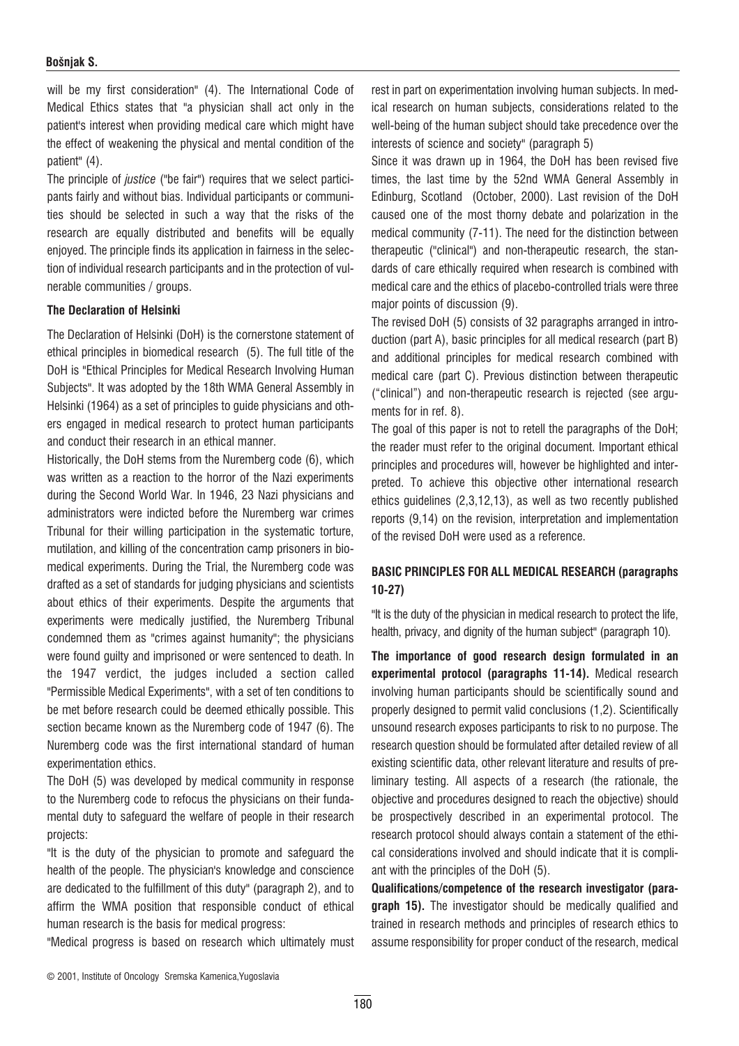will be my first consideration" (4). The International Code of Medical Ethics states that "a physician shall act only in the patient's interest when providing medical care which might have the effect of weakening the physical and mental condition of the patient" (4).

The principle of *justice* ("be fair") requires that we select participants fairly and without bias. Individual participants or communities should be selected in such a way that the risks of the research are equally distributed and benefits will be equally enjoyed. The principle finds its application in fairness in the selection of individual research participants and in the protection of vulnerable communities / groups.

### The Declaration of Helsinki

The Declaration of Helsinki (DoH) is the cornerstone statement of ethical principles in biomedical research (5). The full title of the DoH is "Ethical Principles for Medical Research Involving Human Subjects". It was adopted by the 18th WMA General Assembly in Helsinki (1964) as a set of principles to guide physicians and others engaged in medical research to protect human participants and conduct their research in an ethical manner.

Historically, the DoH stems from the Nuremberg code (6), which was written as a reaction to the horror of the Nazi experiments during the Second World War. In 1946, 23 Nazi physicians and administrators were indicted before the Nuremberg war crimes Tribunal for their willing participation in the systematic torture, mutilation, and killing of the concentration camp prisoners in biomedical experiments. During the Trial, the Nuremberg code was drafted as a set of standards for judging physicians and scientists about ethics of their experiments. Despite the arguments that experiments were medically justified, the Nuremberg Tribunal condemned them as "crimes against humanity"; the physicians were found guilty and imprisoned or were sentenced to death. In the 1947 verdict, the judges included a section called "Permissible Medical Experiments", with a set of ten conditions to be met before research could be deemed ethically possible. This section became known as the Nuremberg code of 1947 (6). The Nuremberg code was the first international standard of human experimentation ethics.

The DoH (5) was developed by medical community in response to the Nuremberg code to refocus the physicians on their fundamental duty to safeguard the welfare of people in their research projects:

"It is the duty of the physician to promote and safeguard the health of the people. The physician's knowledge and conscience are dedicated to the fulfillment of this duty" (paragraph 2), and to affirm the WMA position that responsible conduct of ethical human research is the basis for medical progress:

"Medical progress is based on research which ultimately must rest in part on experimentation involving human subjects. In medical research on human subjects, considerations related to the well-being of the human subject should take precedence over the interests of science and society" (paragraph 5)

Since it was drawn up in 1964, the DoH has been revised five times, the last time by the 52nd WMA General Assembly in Edinburg, Scotland (October, 2000). Last revision of the DoH caused one of the most thorny debate and polarization in the medical community (7-11). The need for the distinction between therapeutic ("clinical") and non-therapeutic research, the standards of care ethically required when research is combined with medical care and the ethics of placebo-controlled trials were three major points of discussion (9).

The revised DoH (5) consists of 32 paragraphs arranged in introduction (part A), basic principles for all medical research (part B) and additional principles for medical research combined with medical care (part C). Previous distinction between therapeutic ("clinical") and non-therapeutic research is rejected (see arguments for in ref. 8).

The goal of this paper is not to retell the paragraphs of the DoH; the reader must refer to the original document. Important ethical principles and procedures will, however be highlighted and interpreted. To achieve this objective other international research ethics guidelines (2,3,12,13), as well as two recently published reports (9,14) on the revision, interpretation and implementation of the revised DoH were used as a reference.

### BASIC PRINCIPLES FOR ALL MEDICAL RESEARCH (paragraphs 10-27)

"It is the duty of the physician in medical research to protect the life, health, privacy, and dignity of the human subject" (paragraph 10).

**The importance of good research design formulated in an experimental protocol (paragraphs 11-14).** Medical research involving human participants should be scientifically sound and properly designed to permit valid conclusions (1,2). Scientifically unsound research exposes participants to risk to no purpose. The research question should be formulated after detailed review of all existing scientific data, other relevant literature and results of preliminary testing. All aspects of a research (the rationale, the objective and procedures designed to reach the objective) should be prospectively described in an experimental protocol. The research protocol should always contain a statement of the ethical considerations involved and should indicate that it is compliant with the principles of the DoH (5).

**Qualifications/competence of the research investigator (paragraph 15).** The investigator should be medically qualified and trained in research methods and principles of research ethics to assume responsibility for proper conduct of the research, medical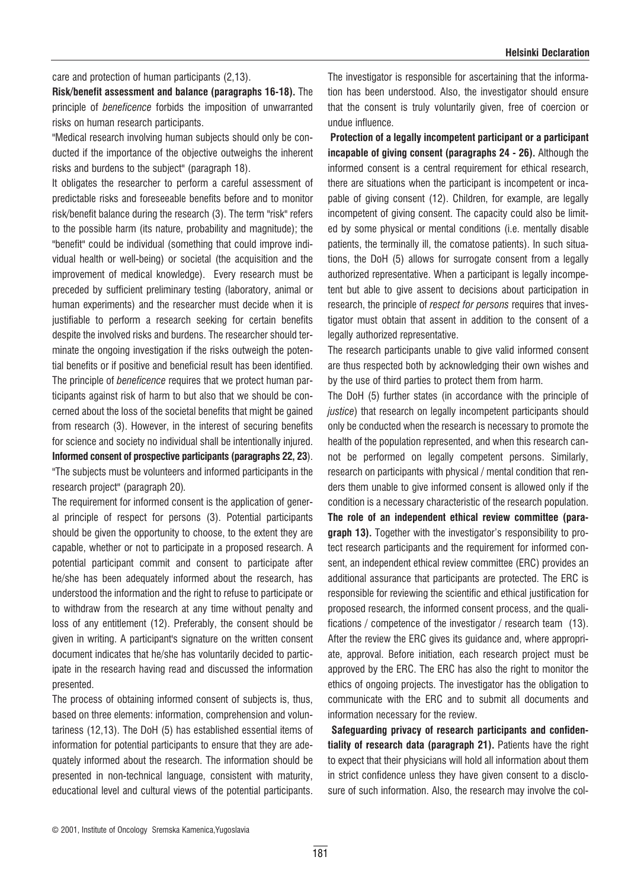care and protection of human participants (2,13).

**Risk/benefit assessment and balance (paragraphs 16-18).** The principle of *beneficence* forbids the imposition of unwarranted risks on human research participants.

"Medical research involving human subjects should only be conducted if the importance of the objective outweighs the inherent risks and burdens to the subject" (paragraph 18).

It obligates the researcher to perform a careful assessment of predictable risks and foreseeable benefits before and to monitor risk/benefit balance during the research (3). The term "risk" refers to the possible harm (its nature, probability and magnitude); the "benefit" could be individual (something that could improve individual health or well-being) or societal (the acquisition and the improvement of medical knowledge). Every research must be preceded by sufficient preliminary testing (laboratory, animal or human experiments) and the researcher must decide when it is justifiable to perform a research seeking for certain benefits despite the involved risks and burdens. The researcher should terminate the ongoing investigation if the risks outweigh the potential benefits or if positive and beneficial result has been identified. The principle of *beneficence* requires that we protect human participants against risk of harm to but also that we should be concerned about the loss of the societal benefits that might be gained from research (3). However, in the interest of securing benefits for science and society no individual shall be intentionally injured.

**Informed consent of prospective participants (paragraphs 22, 23**). "The subjects must be volunteers and informed participants in the research project" (paragraph 20).

The requirement for informed consent is the application of general principle of respect for persons (3). Potential participants should be given the opportunity to choose, to the extent they are capable, whether or not to participate in a proposed research. A potential participant commit and consent to participate after he/she has been adequately informed about the research, has understood the information and the right to refuse to participate or to withdraw from the research at any time without penalty and loss of any entitlement (12). Preferably, the consent should be given in writing. A participant's signature on the written consent document indicates that he/she has voluntarily decided to participate in the research having read and discussed the information presented.

The process of obtaining informed consent of subjects is, thus, based on three elements: information, comprehension and voluntariness (12,13). The DoH (5) has established essential items of information for potential participants to ensure that they are adequately informed about the research. The information should be presented in non-technical language, consistent with maturity, educational level and cultural views of the potential participants. The investigator is responsible for ascertaining that the information has been understood. Also, the investigator should ensure that the consent is truly voluntarily given, free of coercion or undue influence.

**Protection of a legally incompetent participant or a participant incapable of giving consent (paragraphs 24 - 26).** Although the informed consent is a central requirement for ethical research, there are situations when the participant is incompetent or incapable of giving consent (12). Children, for example, are legally incompetent of giving consent. The capacity could also be limited by some physical or mental conditions (i.e. mentally disable patients, the terminally ill, the comatose patients). In such situations, the DoH (5) allows for surrogate consent from a legally authorized representative. When a participant is legally incompetent but able to give assent to decisions about participation in research, the principle of *respect for persons* requires that investigator must obtain that assent in addition to the consent of a legally authorized representative.

The research participants unable to give valid informed consent are thus respected both by acknowledging their own wishes and by the use of third parties to protect them from harm.

The DoH (5) further states (in accordance with the principle of *justice*) that research on legally incompetent participants should only be conducted when the research is necessary to promote the health of the population represented, and when this research cannot be performed on legally competent persons. Similarly, research on participants with physical / mental condition that renders them unable to give informed consent is allowed only if the condition is a necessary characteristic of the research population.

**The role of an independent ethical review committee (paragraph 13).** Together with the investigator's responsibility to protect research participants and the requirement for informed consent, an independent ethical review committee (ERC) provides an additional assurance that participants are protected. The ERC is responsible for reviewing the scientific and ethical justification for proposed research, the informed consent process, and the qualifications / competence of the investigator / research team (13). After the review the ERC gives its guidance and, where appropriate, approval. Before initiation, each research project must be approved by the ERC. The ERC has also the right to monitor the ethics of ongoing projects. The investigator has the obligation to communicate with the ERC and to submit all documents and information necessary for the review.

**Safeguarding privacy of research participants and confidentiality of research data (paragraph 21).** Patients have the right to expect that their physicians will hold all information about them in strict confidence unless they have given consent to a disclosure of such information. Also, the research may involve the col-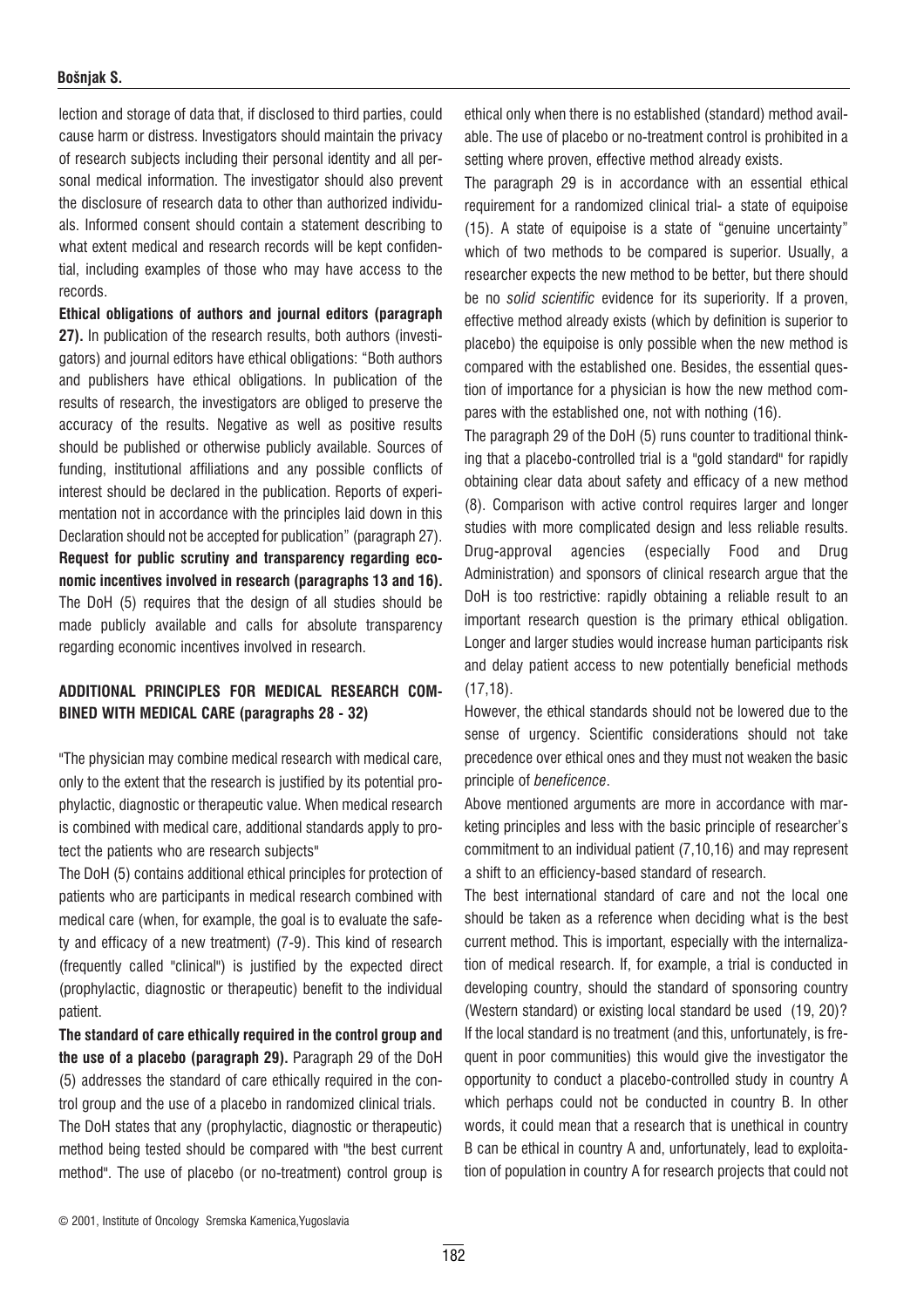lection and storage of data that, if disclosed to third parties, could cause harm or distress. Investigators should maintain the privacy of research subjects including their personal identity and all personal medical information. The investigator should also prevent the disclosure of research data to other than authorized individuals. Informed consent should contain a statement describing to what extent medical and research records will be kept confidential, including examples of those who may have access to the records.

**Ethical obligations of authors and journal editors (paragraph 27).** In publication of the research results, both authors (investigators) and journal editors have ethical obligations: "Both authors and publishers have ethical obligations. In publication of the results of research, the investigators are obliged to preserve the accuracy of the results. Negative as well as positive results should be published or otherwise publicly available. Sources of funding, institutional affiliations and any possible conflicts of interest should be declared in the publication. Reports of experimentation not in accordance with the principles laid down in this Declaration should not be accepted for publication" (paragraph 27).

**Request for public scrutiny and transparency regarding economic incentives involved in research (paragraphs 13 and 16).** The DoH (5) requires that the design of all studies should be made publicly available and calls for absolute transparency regarding economic incentives involved in research.

## ADDITIONAL PRINCIPLES FOR MEDICAL RESEARCH COMBINED WITH MEDICAL CARE (paragraphs 28 - 32)

"The physician may combine medical research with medical care, only to the extent that the research is justified by its potential prophylactic, diagnostic or therapeutic value. When medical research is combined with medical care, additional standards apply to protect the patients who are research subjects"

The DoH (5) contains additional ethical principles for protection of patients who are participants in medical research combined with medical care (when, for example, the goal is to evaluate the safety and efficacy of a new treatment) (7-9). This kind of research (frequently called "clinical") is justified by the expected direct (prophylactic, diagnostic or therapeutic) benefit to the individual patient.

**The standard of care ethically required in the control group and the use of a placebo (paragraph 29).** Paragraph 29 of the DoH (5) addresses the standard of care ethically required in the control group and the use of a placebo in randomized clinical trials.

The DoH states that any (prophylactic, diagnostic or therapeutic) method being tested should be compared with "the best current method". The use of placebo (or no-treatment) control group is ethical only when there is no established (standard) method available. The use of placebo or no-treatment control is prohibited in a setting where proven, effective method already exists.

The paragraph 29 is in accordance with an essential ethical requirement for a randomized clinical trial- a state of equipoise (15). A state of equipoise is a state of "genuine uncertainty" which of two methods to be compared is superior. Usually, a researcher expects the new method to be better, but there should be no *solid scientific* evidence for its superiority. If a proven, effective method already exists (which by definition is superior to placebo) the equipoise is only possible when the new method is compared with the established one. Besides, the essential question of importance for a physician is how the new method compares with the established one, not with nothing (16).

The paragraph 29 of the DoH (5) runs counter to traditional thinking that a placebo-controlled trial is a "gold standard" for rapidly obtaining clear data about safety and efficacy of a new method (8). Comparison with active control requires larger and longer studies with more complicated design and less reliable results. Drug-approval agencies (especially Food and Drug Administration) and sponsors of clinical research argue that the DoH is too restrictive: rapidly obtaining a reliable result to an important research question is the primary ethical obligation. Longer and larger studies would increase human participants risk and delay patient access to new potentially beneficial methods (17,18).

However, the ethical standards should not be lowered due to the sense of urgency. Scientific considerations should not take precedence over ethical ones and they must not weaken the basic principle of *beneficence*.

Above mentioned arguments are more in accordance with marketing principles and less with the basic principle of researcher's commitment to an individual patient (7,10,16) and may represent a shift to an efficiency-based standard of research.

The best international standard of care and not the local one should be taken as a reference when deciding what is the best current method. This is important, especially with the internalization of medical research. If, for example, a trial is conducted in developing country, should the standard of sponsoring country (Western standard) or existing local standard be used (19, 20)? If the local standard is no treatment (and this, unfortunately, is frequent in poor communities) this would give the investigator the opportunity to conduct a placebo-controlled study in country A which perhaps could not be conducted in country B. In other words, it could mean that a research that is unethical in country B can be ethical in country A and, unfortunately, lead to exploitation of population in country A for research projects that could not

© 2001, Institute of Oncology Sremska Kamenica,Yugoslavia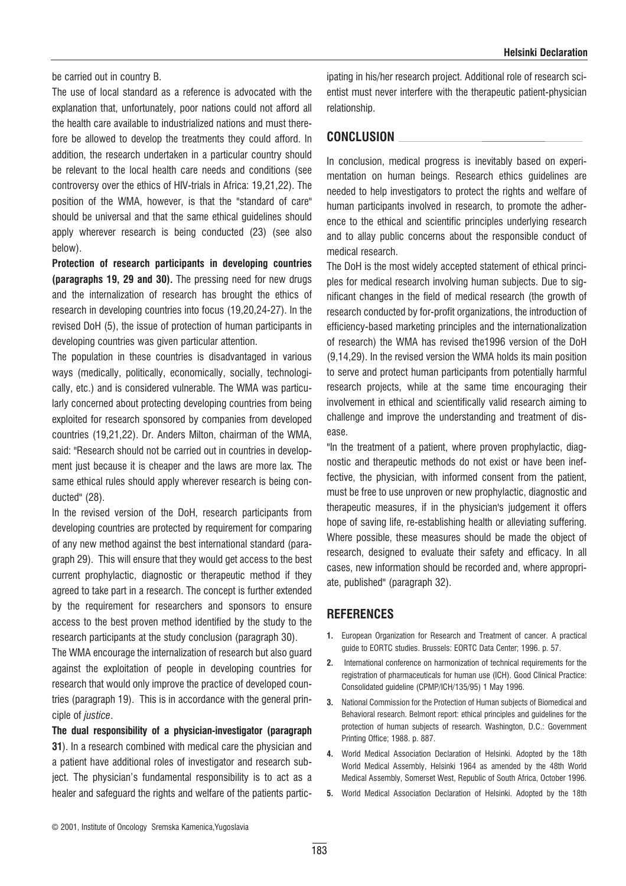be carried out in country B.

The use of local standard as a reference is advocated with the explanation that, unfortunately, poor nations could not afford all the health care available to industrialized nations and must therefore be allowed to develop the treatments they could afford. In addition, the research undertaken in a particular country should be relevant to the local health care needs and conditions (see controversy over the ethics of HIV-trials in Africa: 19,21,22). The position of the WMA, however, is that the "standard of care" should be universal and that the same ethical guidelines should apply wherever research is being conducted (23) (see also below).

**Protection of research participants in developing countries (paragraphs 19, 29 and 30).** The pressing need for new drugs and the internalization of research has brought the ethics of research in developing countries into focus (19,20,24-27). In the revised DoH (5), the issue of protection of human participants in developing countries was given particular attention.

The population in these countries is disadvantaged in various ways (medically, politically, economically, socially, technologically, etc.) and is considered vulnerable. The WMA was particularly concerned about protecting developing countries from being exploited for research sponsored by companies from developed countries (19,21,22). Dr. Anders Milton, chairman of the WMA, said: "Research should not be carried out in countries in development just because it is cheaper and the laws are more lax. The same ethical rules should apply wherever research is being conducted" (28).

In the revised version of the DoH, research participants from developing countries are protected by requirement for comparing of any new method against the best international standard (paragraph 29). This will ensure that they would get access to the best current prophylactic, diagnostic or therapeutic method if they agreed to take part in a research. The concept is further extended by the requirement for researchers and sponsors to ensure access to the best proven method identified by the study to the research participants at the study conclusion (paragraph 30).

The WMA encourage the internalization of research but also guard against the exploitation of people in developing countries for research that would only improve the practice of developed countries (paragraph 19). This is in accordance with the general principle of *justice*.

**The dual responsibility of a physician-investigator (paragraph 31**). In a research combined with medical care the physician and a patient have additional roles of investigator and research subject. The physician's fundamental responsibility is to act as a healer and safeguard the rights and welfare of the patients participating in his/her research project. Additional role of research scientist must never interfere with the therapeutic patient-physician relationship.

## CONCLUSION

In conclusion, medical progress is inevitably based on experimentation on human beings. Research ethics guidelines are needed to help investigators to protect the rights and welfare of human participants involved in research, to promote the adherence to the ethical and scientific principles underlying research and to allay public concerns about the responsible conduct of medical research.

The DoH is the most widely accepted statement of ethical principles for medical research involving human subjects. Due to significant changes in the field of medical research (the growth of research conducted by for-profit organizations, the introduction of efficiency-based marketing principles and the internationalization of research) the WMA has revised the1996 version of the DoH (9,14,29). In the revised version the WMA holds its main position to serve and protect human participants from potentially harmful research projects, while at the same time encouraging their involvement in ethical and scientifically valid research aiming to challenge and improve the understanding and treatment of disease.

"In the treatment of a patient, where proven prophylactic, diagnostic and therapeutic methods do not exist or have been ineffective, the physician, with informed consent from the patient, must be free to use unproven or new prophylactic, diagnostic and therapeutic measures, if in the physician's judgement it offers hope of saving life, re-establishing health or alleviating suffering. Where possible, these measures should be made the object of research, designed to evaluate their safety and efficacy. In all cases, new information should be recorded and, where appropriate, published" (paragraph 32).

## REFERENCES

1. European Organization for Research and Treatment of cancer. A practical guide to EORTC studies. Brussels: EORTC Data Center; 1996. p. 57.
2. International conference on harmonization of technical requirements for the registration of pharmaceuticals for human use (ICH). Good Clinical Practice: Consolidated guideline (CPMP/ICH/135/95) 1 May 1996.
3. National Commission for the Protection of Human subjects of Biomedical and Behavioral research. Belmont report: ethical principles and guidelines for the protection of human subjects of research. Washington, D.C.: Government Printing Office; 1988. p. 887.
4. World Medical Association Declaration of Helsinki. Adopted by the 18th World Medical Assembly, Helsinki 1964 as amended by the 48th World Medical Assembly, Somerset West, Republic of South Africa, October 1996.
5. World Medical Association Declaration of Helsinki. Adopted by the 18th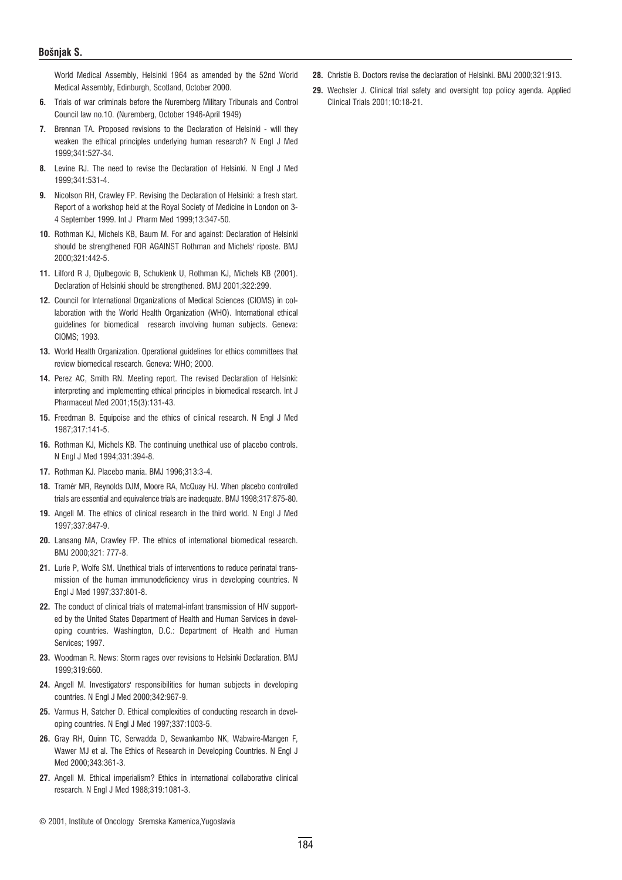World Medical Assembly, Helsinki 1964 as amended by the 52nd World Medical Assembly, Edinburgh, Scotland, October 2000.

6. Trials of war criminals before the Nuremberg Military Tribunals and Control Council law no.10. (Nuremberg, October 1946-April 1949)
7. Brennan TA. Proposed revisions to the Declaration of Helsinki - will they weaken the ethical principles underlying human research? N Engl J Med 1999;341:527-34.
8. Levine RJ. The need to revise the Declaration of Helsinki. N Engl J Med 1999;341:531-4.
9. Nicolson RH, Crawley FP. Revising the Declaration of Helsinki: a fresh start. Report of a workshop held at the Royal Society of Medicine in London on 3-4 September 1999. Int J Pharm Med 1999;13:347-50.
10. Rothman KJ, Michels KB, Baum M. For and against: Declaration of Helsinki should be strengthened FOR AGAINST Rothman and Michels' riposte. BMJ 2000;321:442-5.
11. Lilford R J, Djulbegovic B, Schuklenk U, Rothman KJ, Michels KB (2001). Declaration of Helsinki should be strengthened. BMJ 2001;322:299.
12. Council for International Organizations of Medical Sciences (CIOMS) in collaboration with the World Health Organization (WHO). International ethical guidelines for biomedical research involving human subjects. Geneva: CIOMS; 1993.
13. World Health Organization. Operational guidelines for ethics committees that review biomedical research. Geneva: WHO; 2000.
14. Perez AC, Smith RN. Meeting report. The revised Declaration of Helsinki: interpreting and implementing ethical principles in biomedical research. Int J Pharmaceut Med 2001;15(3):131-43.
15. Freedman B. Equipoise and the ethics of clinical research. N Engl J Med 1987;317:141-5.
16. Rothman KJ, Michels KB. The continuing unethical use of placebo controls. N Engl J Med 1994;331:394-8.
17. Rothman KJ. Placebo mania. BMJ 1996;313:3-4.
18. Tramèr MR, Reynolds DJM, Moore RA, McQuay HJ. When placebo controlled trials are essential and equivalence trials are inadequate. BMJ 1998;317:875-80.
19. Angell M. The ethics of clinical research in the third world. N Engl J Med 1997;337:847-9.
20. Lansang MA, Crawley FP. The ethics of international biomedical research. BMJ 2000;321: 777-8.
21. Lurie P, Wolfe SM. Unethical trials of interventions to reduce perinatal transmission of the human immunodeficiency virus in developing countries. N Engl J Med 1997;337:801-8.
22. The conduct of clinical trials of maternal-infant transmission of HIV supported by the United States Department of Health and Human Services in developing countries. Washington, D.C.: Department of Health and Human Services; 1997.
23. Woodman R. News: Storm rages over revisions to Helsinki Declaration. BMJ 1999;319:660.
24. Angell M. Investigators' responsibilities for human subjects in developing countries. N Engl J Med 2000;342:967-9.
25. Varmus H, Satcher D. Ethical complexities of conducting research in developing countries. N Engl J Med 1997;337:1003-5.
26. Gray RH, Quinn TC, Serwadda D, Sewankambo NK, Wabwire-Mangen F, Wawer MJ et al. The Ethics of Research in Developing Countries. N Engl J Med 2000;343:361-3.
27. Angell M. Ethical imperialism? Ethics in international collaborative clinical research. N Engl J Med 1988;319:1081-3.
28. Christie B. Doctors revise the declaration of Helsinki. BMJ 2000;321:913.
29. Wechsler J. Clinical trial safety and oversight top policy agenda. Applied Clinical Trials 2001;10:18-21.